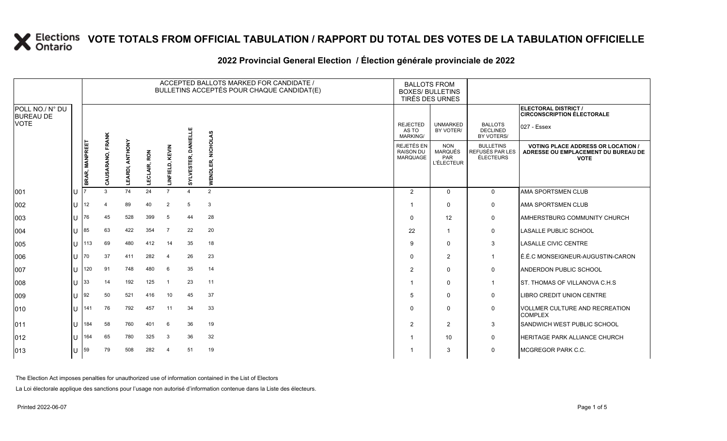# VOTE TOTALS FROM OFFICIAL TABULATION / RAPPORT DU TOTAL DES VOTES DE LA TABULATION OFFICIELLE

## 2022 Provincial General Election / Élection générale provinciale de 2022

ELECTORAL DISTRICT / CIRCONSCRIPTION ÉLECTORALE: 027 - Essex

| POLL NO./ N° DU BUREAU DE VOTE | | ACCEPTED BALLOTS MARKED FOR CANDIDATE / BULLETINS ACCEPTÉS POUR CHAQUE CANDIDAT(E) | | | | | | | BALLOTS FROM BOXES/ BULLETINS TIRÉS DES URNES | | | |
|---|---|---|---|---|---|---|---|---|---|---|---|---|
| | | BRAR, MANPREET | CAUSARANO, FRANK | LEARDI, ANTHONY | LECLAIR, RON | LINFIELD, KEVIN | SYLVESTER, DANIELLE | WENDLER, NICHOLAS | REJECTED AS TO MARKING/ REJETÉS EN RAISON DU MARQUAGE | UNMARKED BY VOTER/ NON MARQUÉS PAR L'ÉLECTEUR | BALLOTS DECLINED BY VOTERS/ BULLETINS REFUSÉS PAR LES ÉLECTEURS | VOTING PLACE ADDRESS OR LOCATION / ADRESSE OU EMPLACEMENT DU BUREAU DE VOTE |
| 001 | U | 7 | 3 | 74 | 24 | 7 | 4 | 2 | 2 | 0 | 0 | AMA SPORTSMEN CLUB |
| 002 | U | 12 | 4 | 89 | 40 | 2 | 5 | 3 | 1 | 0 | 0 | AMA SPORTSMEN CLUB |
| 003 | U | 76 | 45 | 528 | 399 | 5 | 44 | 28 | 0 | 12 | 0 | AMHERSTBURG COMMUNITY CHURCH |
| 004 | U | 85 | 63 | 422 | 354 | 7 | 22 | 20 | 22 | 1 | 0 | LASALLE PUBLIC SCHOOL |
| 005 | U | 113 | 69 | 480 | 412 | 14 | 35 | 18 | 9 | 0 | 3 | LASALLE CIVIC CENTRE |
| 006 | U | 70 | 37 | 411 | 282 | 4 | 26 | 23 | 0 | 2 | 1 | É.É.C MONSEIGNEUR-AUGUSTIN-CARON |
| 007 | U | 120 | 91 | 748 | 480 | 6 | 35 | 14 | 2 | 0 | 0 | ANDERDON PUBLIC SCHOOL |
| 008 | U | 33 | 14 | 192 | 125 | 1 | 23 | 11 | 1 | 0 | 1 | ST. THOMAS OF VILLANOVA C.H.S |
| 009 | U | 92 | 50 | 521 | 416 | 10 | 45 | 37 | 5 | 0 | 0 | LIBRO CREDIT UNION CENTRE |
| 010 | U | 141 | 76 | 792 | 457 | 11 | 34 | 33 | 0 | 0 | 0 | VOLLMER CULTURE AND RECREATION COMPLEX |
| 011 | U | 184 | 58 | 760 | 401 | 6 | 36 | 19 | 2 | 2 | 3 | SANDWICH WEST PUBLIC SCHOOL |
| 012 | U | 164 | 65 | 780 | 325 | 3 | 36 | 32 | 1 | 10 | 0 | HERITAGE PARK ALLIANCE CHURCH |
| 013 | U | 59 | 79 | 508 | 282 | 4 | 51 | 19 | 1 | 3 | 0 | MCGREGOR PARK C.C. |

The Election Act imposes penalties for unauthorized use of information contained in the List of Electors

La Loi électorale applique des sanctions pour l'usage non autorisé d'information contenue dans la Liste des électeurs.

Printed 2022-06-07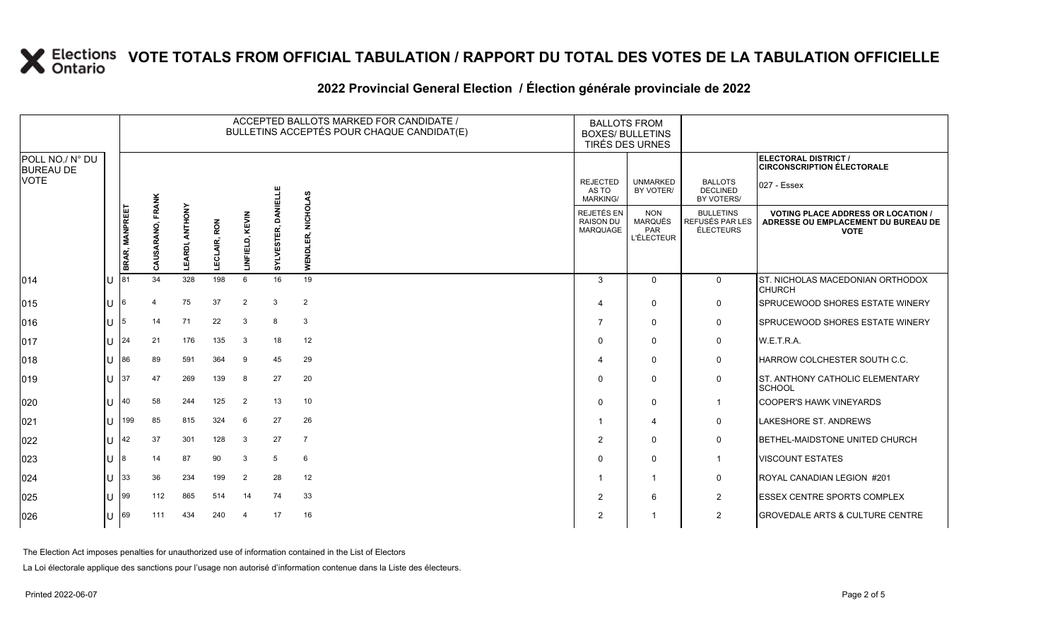# VOTE TOTALS FROM OFFICIAL TABULATION / RAPPORT DU TOTAL DES VOTES DE LA TABULATION OFFICIELLE

## 2022 Provincial General Election / Élection générale provinciale de 2022

ELECTORAL DISTRICT / CIRCONSCRIPTION ÉLECTORALE: 027 - Essex

| POLL NO./ N° DU BUREAU DE VOTE | | ACCEPTED BALLOTS MARKED FOR CANDIDATE / BULLETINS ACCEPTÉS POUR CHAQUE CANDIDAT(E) | | | | | | | BALLOTS FROM BOXES/ BULLETINS TIRÉS DES URNES | | | |
|---|---|---|---|---|---|---|---|---|---|---|---|---|
| | | BRAR, MANPREET | CAUSARANO, FRANK | LEARDI, ANTHONY | LECLAIR, RON | LINFIELD, KEVIN | SYLVESTER, DANIELLE | WENDLER, NICHOLAS | REJECTED AS TO MARKING/ REJETÉS EN RAISON DU MARQUAGE | UNMARKED BY VOTER/ NON MARQUÉS PAR L'ÉLECTEUR | BALLOTS DECLINED BY VOTERS/ BULLETINS REFUSÉS PAR LES ÉLECTEURS | VOTING PLACE ADDRESS OR LOCATION / ADRESSE OU EMPLACEMENT DU BUREAU DE VOTE |
| 014 | U | 81 | 34 | 328 | 198 | 6 | 16 | 19 | 3 | 0 | 0 | ST. NICHOLAS MACEDONIAN ORTHODOX CHURCH |
| 015 | U | 6 | 4 | 75 | 37 | 2 | 3 | 2 | 4 | 0 | 0 | SPRUCEWOOD SHORES ESTATE WINERY |
| 016 | U | 5 | 14 | 71 | 22 | 3 | 8 | 3 | 7 | 0 | 0 | SPRUCEWOOD SHORES ESTATE WINERY |
| 017 | U | 24 | 21 | 176 | 135 | 3 | 18 | 12 | 0 | 0 | 0 | W.E.T.R.A. |
| 018 | U | 86 | 89 | 591 | 364 | 9 | 45 | 29 | 4 | 0 | 0 | HARROW COLCHESTER SOUTH C.C. |
| 019 | U | 37 | 47 | 269 | 139 | 8 | 27 | 20 | 0 | 0 | 0 | ST. ANTHONY CATHOLIC ELEMENTARY SCHOOL |
| 020 | U | 40 | 58 | 244 | 125 | 2 | 13 | 10 | 0 | 0 | 1 | COOPER'S HAWK VINEYARDS |
| 021 | U | 199 | 85 | 815 | 324 | 6 | 27 | 26 | 1 | 4 | 0 | LAKESHORE ST. ANDREWS |
| 022 | U | 42 | 37 | 301 | 128 | 3 | 27 | 7 | 2 | 0 | 0 | BETHEL-MAIDSTONE UNITED CHURCH |
| 023 | U | 8 | 14 | 87 | 90 | 3 | 5 | 6 | 0 | 0 | 1 | VISCOUNT ESTATES |
| 024 | U | 33 | 36 | 234 | 199 | 2 | 28 | 12 | 1 | 1 | 0 | ROYAL CANADIAN LEGION #201 |
| 025 | U | 99 | 112 | 865 | 514 | 14 | 74 | 33 | 2 | 6 | 2 | ESSEX CENTRE SPORTS COMPLEX |
| 026 | U | 69 | 111 | 434 | 240 | 4 | 17 | 16 | 2 | 1 | 2 | GROVEDALE ARTS & CULTURE CENTRE |

The Election Act imposes penalties for unauthorized use of information contained in the List of Electors

La Loi électorale applique des sanctions pour l'usage non autorisé d'information contenue dans la Liste des électeurs.

Printed 2022-06-07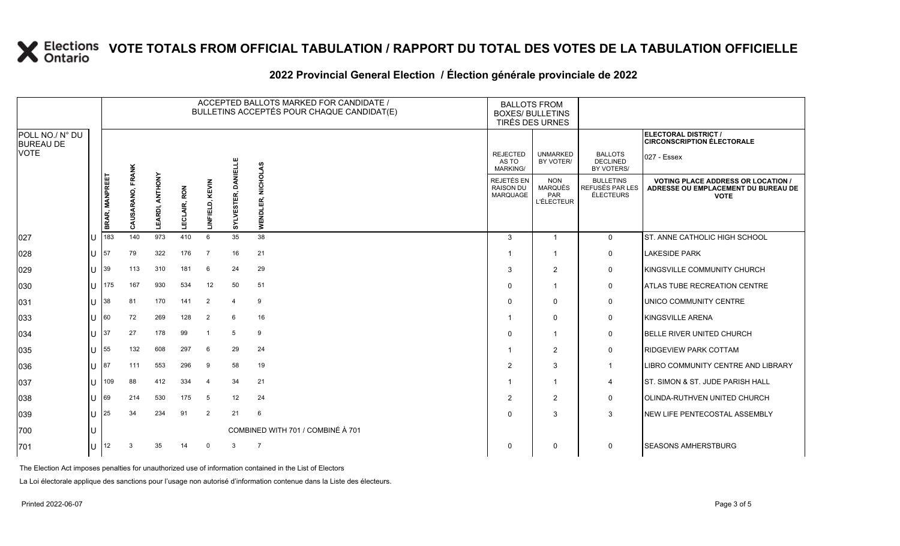# VOTE TOTALS FROM OFFICIAL TABULATION / RAPPORT DU TOTAL DES VOTES DE LA TABULATION OFFICIELLE

## 2022 Provincial General Election / Élection générale provinciale de 2022

ELECTORAL DISTRICT / CIRCONSCRIPTION ÉLECTORALE: 027 - Essex

| POLL NO./ N° DU BUREAU DE VOTE | | ACCEPTED BALLOTS MARKED FOR CANDIDATE / BULLETINS ACCEPTÉS POUR CHAQUE CANDIDAT(E) | | | | | | | BALLOTS FROM BOXES/ BULLETINS TIRÉS DES URNES | | | |
|---|---|---|---|---|---|---|---|---|---|---|---|---|
| | | BRAR, MANPREET | CAUSARANO, FRANK | LEARDI, ANTHONY | LECLAIR, RON | LINFIELD, KEVIN | SYLVESTER, DANIELLE | WENDLER, NICHOLAS | REJECTED AS TO MARKING/ REJETÉS EN RAISON DU MARQUAGE | UNMARKED BY VOTER/ NON MARQUÉS PAR L'ÉLECTEUR | BALLOTS DECLINED BY VOTERS/ BULLETINS REFUSÉS PAR LES ÉLECTEURS | VOTING PLACE ADDRESS OR LOCATION / ADRESSE OU EMPLACEMENT DU BUREAU DE VOTE |
| 027 | U | 183 | 140 | 973 | 410 | 6 | 35 | 38 | 3 | 1 | 0 | ST. ANNE CATHOLIC HIGH SCHOOL |
| 028 | U | 57 | 79 | 322 | 176 | 7 | 16 | 21 | 1 | 1 | 0 | LAKESIDE PARK |
| 029 | U | 39 | 113 | 310 | 181 | 6 | 24 | 29 | 3 | 2 | 0 | KINGSVILLE COMMUNITY CHURCH |
| 030 | U | 175 | 167 | 930 | 534 | 12 | 50 | 51 | 0 | 1 | 0 | ATLAS TUBE RECREATION CENTRE |
| 031 | U | 38 | 81 | 170 | 141 | 2 | 4 | 9 | 0 | 0 | 0 | UNICO COMMUNITY CENTRE |
| 033 | U | 60 | 72 | 269 | 128 | 2 | 6 | 16 | 1 | 0 | 0 | KINGSVILLE ARENA |
| 034 | U | 37 | 27 | 178 | 99 | 1 | 5 | 9 | 0 | 1 | 0 | BELLE RIVER UNITED CHURCH |
| 035 | U | 55 | 132 | 608 | 297 | 6 | 29 | 24 | 1 | 2 | 0 | RIDGEVIEW PARK COTTAM |
| 036 | U | 87 | 111 | 553 | 296 | 9 | 58 | 19 | 2 | 3 | 1 | LIBRO COMMUNITY CENTRE AND LIBRARY |
| 037 | U | 109 | 88 | 412 | 334 | 4 | 34 | 21 | 1 | 1 | 4 | ST. SIMON & ST. JUDE PARISH HALL |
| 038 | U | 69 | 214 | 530 | 175 | 5 | 12 | 24 | 2 | 2 | 0 | OLINDA-RUTHVEN UNITED CHURCH |
| 039 | U | 25 | 34 | 234 | 91 | 2 | 21 | 6 | 0 | 3 | 3 | NEW LIFE PENTECOSTAL ASSEMBLY |
| 700 | U | COMBINED WITH 701 / COMBINÉ À 701 | | | | | | | | | | |
| 701 | U | 12 | 3 | 35 | 14 | 0 | 3 | 7 | 0 | 0 | 0 | SEASONS AMHERSTBURG |

The Election Act imposes penalties for unauthorized use of information contained in the List of Electors

La Loi électorale applique des sanctions pour l'usage non autorisé d'information contenue dans la Liste des électeurs.

Printed 2022-06-07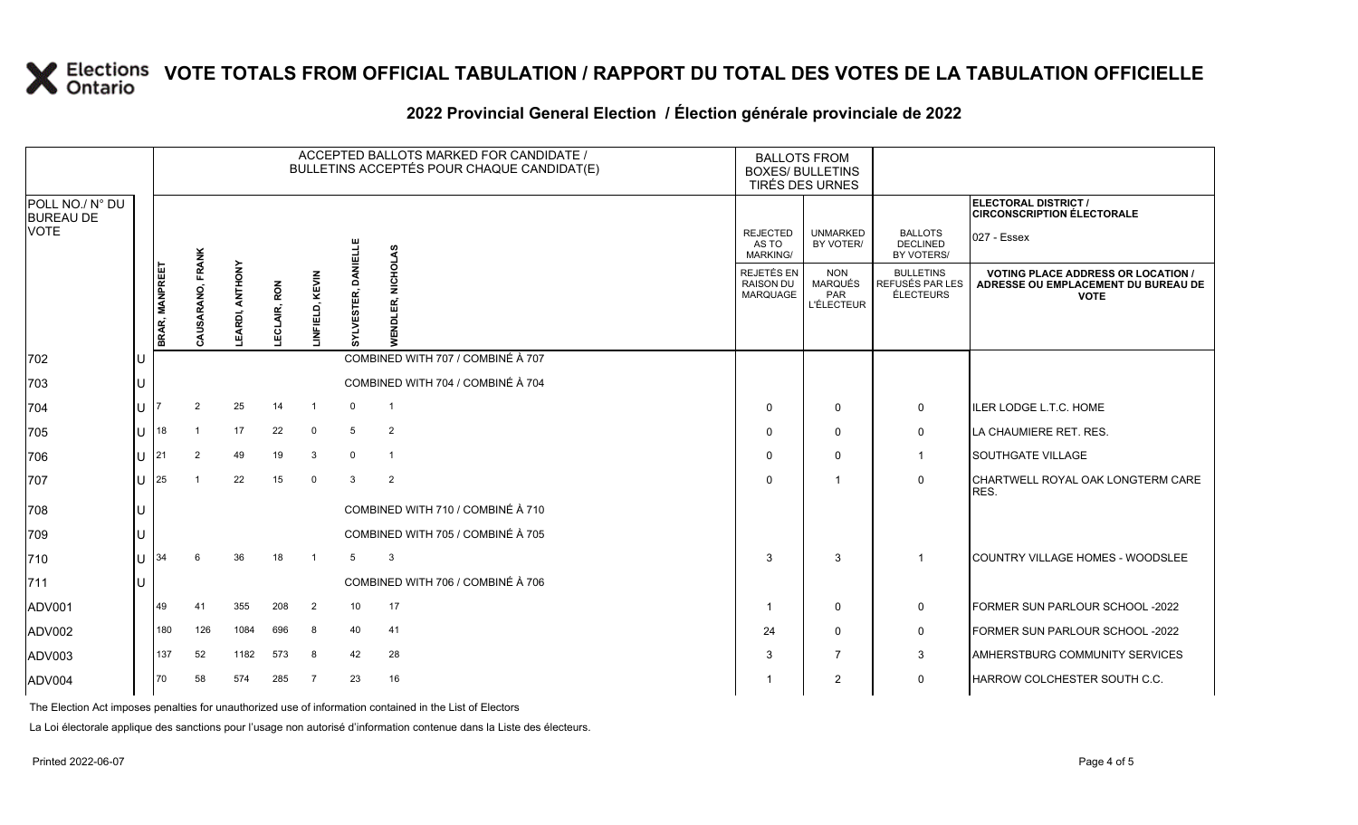# VOTE TOTALS FROM OFFICIAL TABULATION / RAPPORT DU TOTAL DES VOTES DE LA TABULATION OFFICIELLE

## 2022 Provincial General Election / Élection générale provinciale de 2022

ELECTORAL DISTRICT / CIRCONSCRIPTION ÉLECTORALE: 027 - Essex

| POLL NO./ N° DU BUREAU DE VOTE | | ACCEPTED BALLOTS MARKED FOR CANDIDATE / BULLETINS ACCEPTÉS POUR CHAQUE CANDIDAT(E) | | | | | | | BALLOTS FROM BOXES/ BULLETINS TIRÉS DES URNES | | | |
|---|---|---|---|---|---|---|---|---|---|---|---|---|
| | | BRAR, MANPREET | CAUSARANO, FRANK | LEARDI, ANTHONY | LECLAIR, RON | LINFIELD, KEVIN | SYLVESTER, DANIELLE | WENDLER, NICHOLAS | REJECTED AS TO MARKING/ REJETÉS EN RAISON DU MARQUAGE | UNMARKED BY VOTER/ NON MARQUÉS PAR L'ÉLECTEUR | BALLOTS DECLINED BY VOTERS/ BULLETINS REFUSÉS PAR LES ÉLECTEURS | VOTING PLACE ADDRESS OR LOCATION / ADRESSE OU EMPLACEMENT DU BUREAU DE VOTE |
| 702 | U | COMBINED WITH 707 / COMBINÉ À 707 | | | | | | | | | | |
| 703 | U | COMBINED WITH 704 / COMBINÉ À 704 | | | | | | | | | | |
| 704 | U | 7 | 2 | 25 | 14 | 1 | 0 | 1 | 0 | 0 | 0 | ILER LODGE L.T.C. HOME |
| 705 | U | 18 | 1 | 17 | 22 | 0 | 5 | 2 | 0 | 0 | 0 | LA CHAUMIERE RET. RES. |
| 706 | U | 21 | 2 | 49 | 19 | 3 | 0 | 1 | 0 | 0 | 1 | SOUTHGATE VILLAGE |
| 707 | U | 25 | 1 | 22 | 15 | 0 | 3 | 2 | 0 | 1 | 0 | CHARTWELL ROYAL OAK LONGTERM CARE RES. |
| 708 | U | COMBINED WITH 710 / COMBINÉ À 710 | | | | | | | | | | |
| 709 | U | COMBINED WITH 705 / COMBINÉ À 705 | | | | | | | | | | |
| 710 | U | 34 | 6 | 36 | 18 | 1 | 5 | 3 | 3 | 3 | 1 | COUNTRY VILLAGE HOMES - WOODSLEE |
| 711 | U | COMBINED WITH 706 / COMBINÉ À 706 | | | | | | | | | | |
| ADV001 | | 49 | 41 | 355 | 208 | 2 | 10 | 17 | 1 | 0 | 0 | FORMER SUN PARLOUR SCHOOL -2022 |
| ADV002 | | 180 | 126 | 1084 | 696 | 8 | 40 | 41 | 24 | 0 | 0 | FORMER SUN PARLOUR SCHOOL -2022 |
| ADV003 | | 137 | 52 | 1182 | 573 | 8 | 42 | 28 | 3 | 7 | 3 | AMHERSTBURG COMMUNITY SERVICES |
| ADV004 | | 70 | 58 | 574 | 285 | 7 | 23 | 16 | 1 | 2 | 0 | HARROW COLCHESTER SOUTH C.C. |

The Election Act imposes penalties for unauthorized use of information contained in the List of Electors

La Loi électorale applique des sanctions pour l'usage non autorisé d'information contenue dans la Liste des électeurs.

Printed 2022-06-07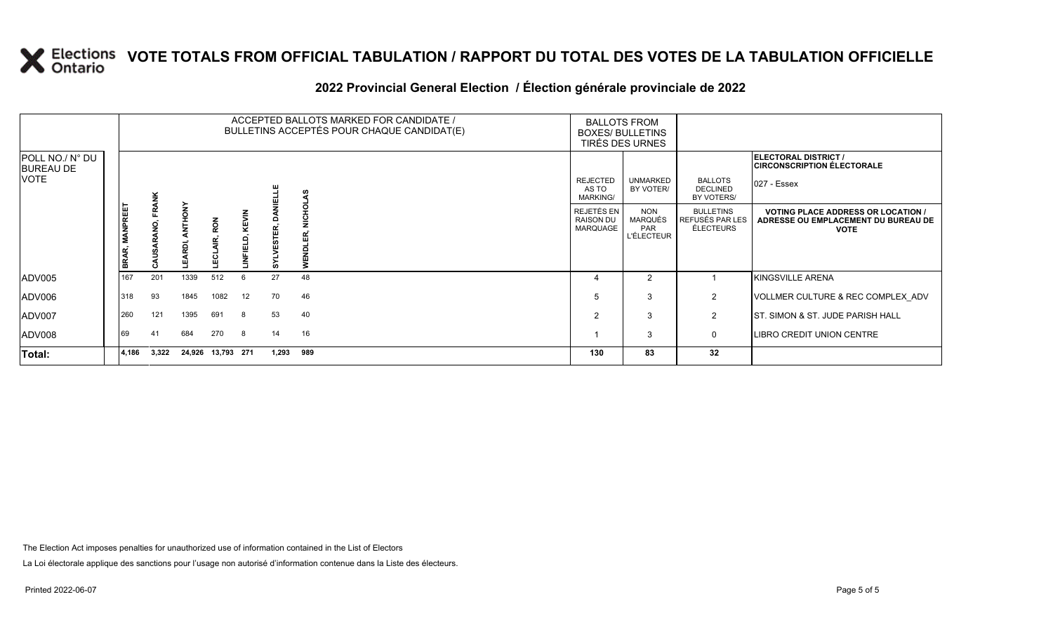# VOTE TOTALS FROM OFFICIAL TABULATION / RAPPORT DU TOTAL DES VOTES DE LA TABULATION OFFICIELLE

## 2022 Provincial General Election / Élection générale provinciale de 2022

| POLL NO./ N° DU BUREAU DE VOTE | ACCEPTED BALLOTS MARKED FOR CANDIDATE / BULLETINS ACCEPTÉS POUR CHAQUE CANDIDAT(E) | | | | | | | BALLOTS FROM BOXES/ BULLETINS TIRÉS DES URNES | | | ELECTORAL DISTRICT / CIRCONSCRIPTION ÉLECTORALE 027 - Essex |
|---|---|---|---|---|---|---|---|---|---|---|---|
| | BRAR, MANPREET | CAUSARANO, FRANK | LEARDI, ANTHONY | LECLAIR, RON | LINFIELD, KEVIN | SYLVESTER, DANIELLE | WENDLER, NICHOLAS | REJECTED AS TO MARKING/ REJETÉS EN RAISON DU MARQUAGE | UNMARKED BY VOTER/ NON MARQUÉS PAR L'ÉLECTEUR | BALLOTS DECLINED BY VOTERS/ BULLETINS REFUSÉS PAR LES ÉLECTEURS | VOTING PLACE ADDRESS OR LOCATION / ADRESSE OU EMPLACEMENT DU BUREAU DE VOTE |
| ADV005 | 167 | 201 | 1339 | 512 | 6 | 27 | 48 | 4 | 2 | 1 | KINGSVILLE ARENA |
| ADV006 | 318 | 93 | 1845 | 1082 | 12 | 70 | 46 | 5 | 3 | 2 | VOLLMER CULTURE & REC COMPLEX_ADV |
| ADV007 | 260 | 121 | 1395 | 691 | 8 | 53 | 40 | 2 | 3 | 2 | ST. SIMON & ST. JUDE PARISH HALL |
| ADV008 | 69 | 41 | 684 | 270 | 8 | 14 | 16 | 1 | 3 | 0 | LIBRO CREDIT UNION CENTRE |
| **Total:** | 4,186 | 3,322 | 24,926 | 13,793 | 271 | 1,293 | 989 | 130 | 83 | 32 | |

The Election Act imposes penalties for unauthorized use of information contained in the List of Electors

La Loi électorale applique des sanctions pour l'usage non autorisé d'information contenue dans la Liste des électeurs.

Printed 2022-06-07